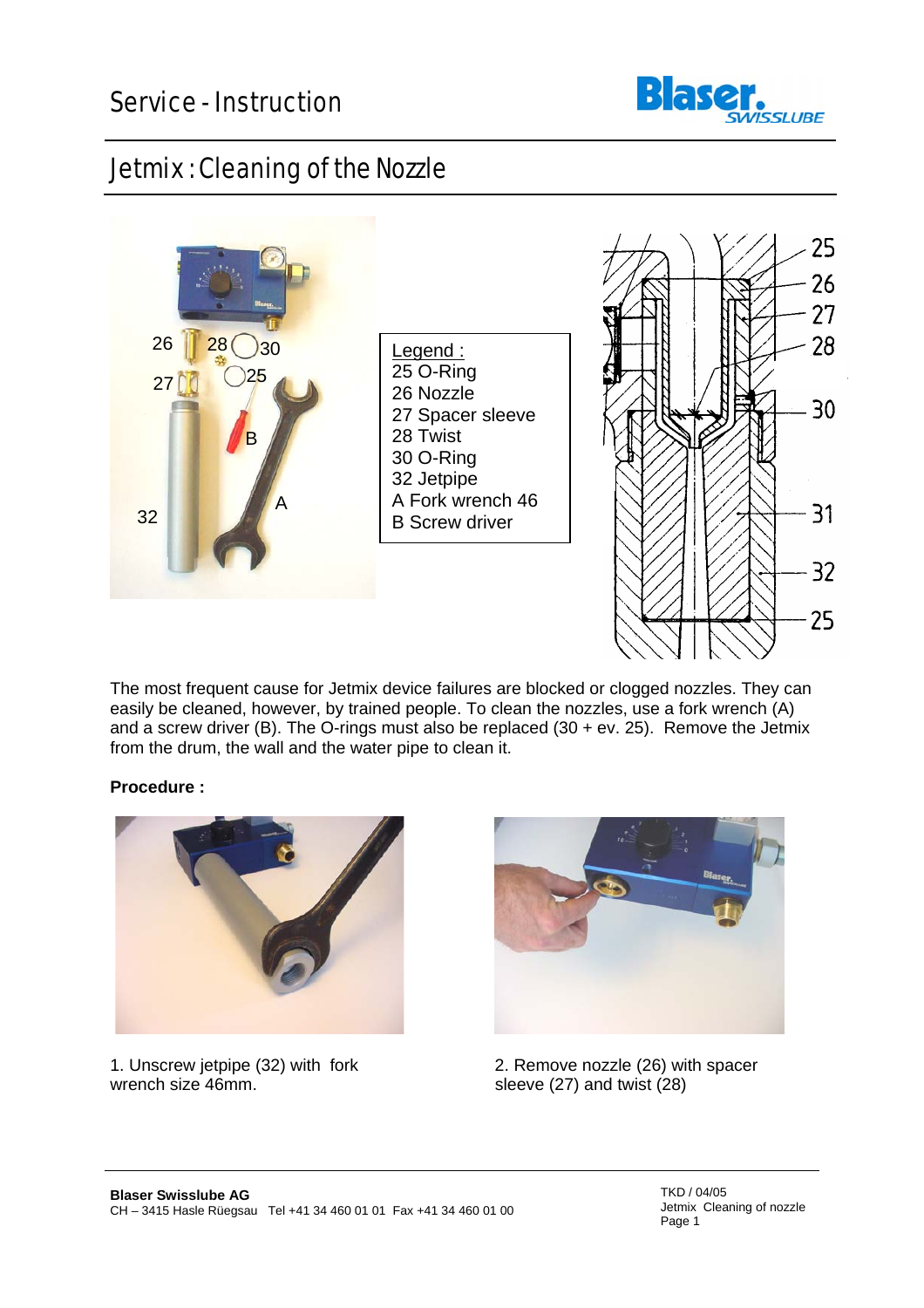# Service - Instruction

## Jetmix : Cleaning of the Nozzle

Legend :
25 O-Ring
26 Nozzle
27 Spacer sleeve
28 Twist
30 O-Ring
32 Jetpipe
A Fork wrench 46
B Screw driver

The most frequent cause for Jetmix device failures are blocked or clogged nozzles. They can easily be cleaned, however, by trained people. To clean the nozzles, use a fork wrench (A) and a screw driver (B). The O-rings must also be replaced (30 + ev. 25). Remove the Jetmix from the drum, the wall and the water pipe to clean it.

**Procedure :**

1. Unscrew jetpipe (32) with fork wrench size 46mm.

2. Remove nozzle (26) with spacer sleeve (27) and twist (28)

**Blaser Swisslube AG**
CH – 3415 Hasle Rüegsau Tel +41 34 460 01 01 Fax +41 34 460 01 00

TKD / 04/05
Jetmix Cleaning of nozzle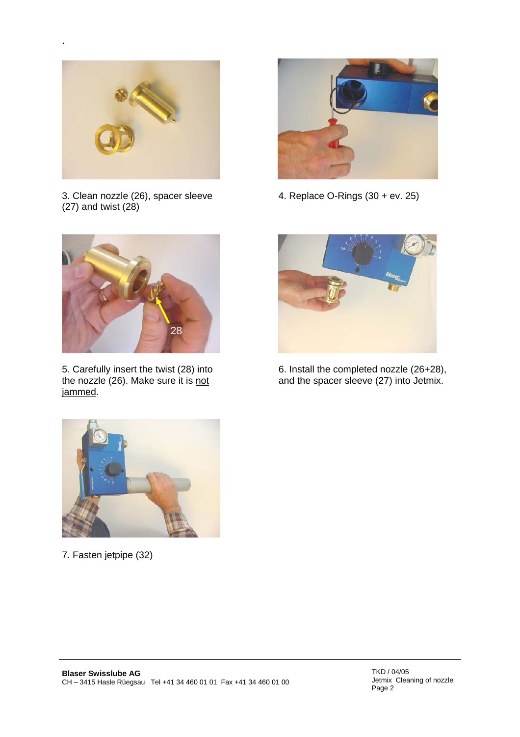3. Clean nozzle (26), spacer sleeve (27) and twist (28)

4. Replace O-Rings (30 + ev. 25)

28

5. Carefully insert the twist (28) into the nozzle (26). Make sure it is <u>not jammed</u>.

6. Install the completed nozzle (26+28), and the spacer sleeve (27) into Jetmix.

7. Fasten jetpipe (32)

**Blaser Swisslube AG**
CH – 3415 Hasle Rüegsau Tel +41 34 460 01 01 Fax +41 34 460 01 00

TKD / 04/05
Jetmix Cleaning of nozzle